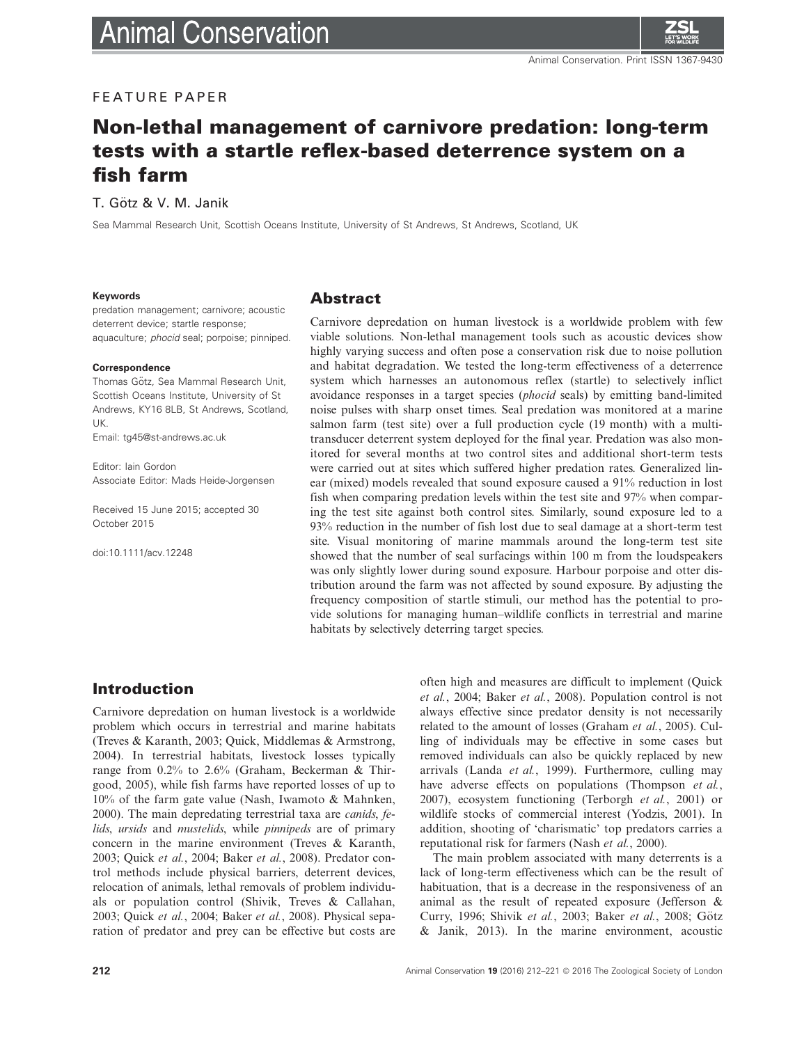FEATURE PAPER

# Non-lethal management of carnivore predation: long-term tests with a startle reflex-based deterrence system on a fish farm

T. Götz & V. M. Janik

Sea Mammal Research Unit, Scottish Oceans Institute, University of St Andrews, St Andrews, Scotland, UK

**Keywords**

predation management; carnivore; acoustic deterrent device; startle response; aquaculture; *phocid* seal; porpoise; pinniped.

**Correspondence**

Thomas Götz, Sea Mammal Research Unit, Scottish Oceans Institute, University of St Andrews, KY16 8LB, St Andrews, Scotland, UK.
Email: tg45@st-andrews.ac.uk

Editor: Iain Gordon
Associate Editor: Mads Heide-Jorgensen

Received 15 June 2015; accepted 30 October 2015

doi:10.1111/acv.12248

## Abstract

Carnivore depredation on human livestock is a worldwide problem with few viable solutions. Non-lethal management tools such as acoustic devices show highly varying success and often pose a conservation risk due to noise pollution and habitat degradation. We tested the long-term effectiveness of a deterrence system which harnesses an autonomous reflex (startle) to selectively inflict avoidance responses in a target species (*phocid* seals) by emitting band-limited noise pulses with sharp onset times. Seal predation was monitored at a marine salmon farm (test site) over a full production cycle (19 month) with a multi-transducer deterrent system deployed for the final year. Predation was also monitored for several months at two control sites and additional short-term tests were carried out at sites which suffered higher predation rates. Generalized linear (mixed) models revealed that sound exposure caused a 91% reduction in lost fish when comparing predation levels within the test site and 97% when comparing the test site against both control sites. Similarly, sound exposure led to a 93% reduction in the number of fish lost due to seal damage at a short-term test site. Visual monitoring of marine mammals around the long-term test site showed that the number of seal surfacings within 100 m from the loudspeakers was only slightly lower during sound exposure. Harbour porpoise and otter distribution around the farm was not affected by sound exposure. By adjusting the frequency composition of startle stimuli, our method has the potential to provide solutions for managing human–wildlife conflicts in terrestrial and marine habitats by selectively deterring target species.

## Introduction

Carnivore depredation on human livestock is a worldwide problem which occurs in terrestrial and marine habitats (Treves & Karanth, 2003; Quick, Middlemas & Armstrong, 2004). In terrestrial habitats, livestock losses typically range from 0.2% to 2.6% (Graham, Beckerman & Thirgood, 2005), while fish farms have reported losses of up to 10% of the farm gate value (Nash, Iwamoto & Mahnken, 2000). The main depredating terrestrial taxa are *canids*, *felids*, *ursids* and *mustelids*, while *pinnipeds* are of primary concern in the marine environment (Treves & Karanth, 2003; Quick *et al.*, 2004; Baker *et al.*, 2008). Predator control methods include physical barriers, deterrent devices, relocation of animals, lethal removals of problem individuals or population control (Shivik, Treves & Callahan, 2003; Quick *et al.*, 2004; Baker *et al.*, 2008). Physical separation of predator and prey can be effective but costs are often high and measures are difficult to implement (Quick *et al.*, 2004; Baker *et al.*, 2008). Population control is not always effective since predator density is not necessarily related to the amount of losses (Graham *et al.*, 2005). Culling of individuals may be effective in some cases but removed individuals can also be quickly replaced by new arrivals (Landa *et al.*, 1999). Furthermore, culling may have adverse effects on populations (Thompson *et al.*, 2007), ecosystem functioning (Terborgh *et al.*, 2001) or wildlife stocks of commercial interest (Yodzis, 2001). In addition, shooting of 'charismatic' top predators carries a reputational risk for farmers (Nash *et al.*, 2000).

The main problem associated with many deterrents is a lack of long-term effectiveness which can be the result of habituation, that is a decrease in the responsiveness of an animal as the result of repeated exposure (Jefferson & Curry, 1996; Shivik *et al.*, 2003; Baker *et al.*, 2008; Götz & Janik, 2013). In the marine environment, acoustic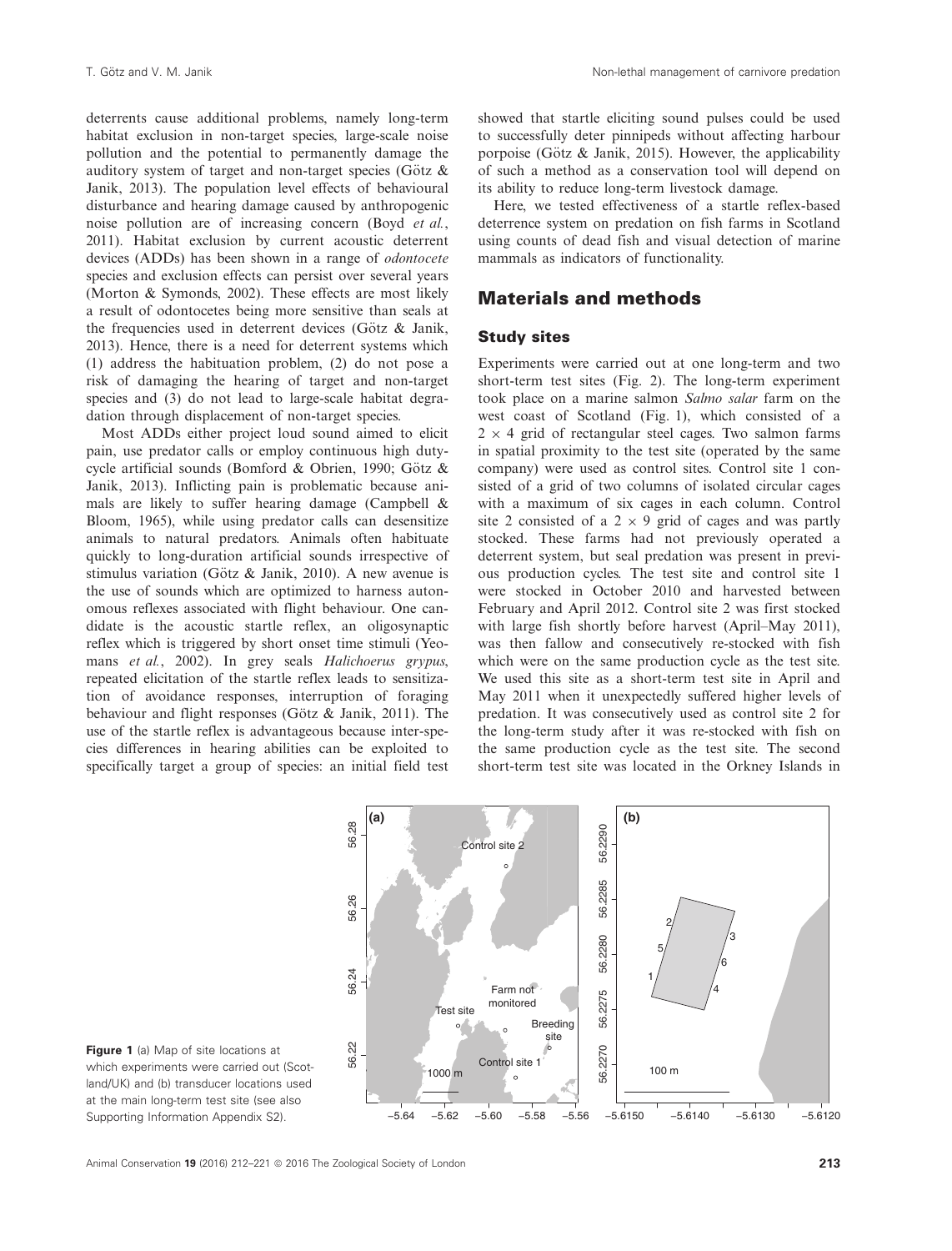deterrents cause additional problems, namely long-term habitat exclusion in non-target species, large-scale noise pollution and the potential to permanently damage the auditory system of target and non-target species (Götz & Janik, 2013). The population level effects of behavioural disturbance and hearing damage caused by anthropogenic noise pollution are of increasing concern (Boyd *et al.*, 2011). Habitat exclusion by current acoustic deterrent devices (ADDs) has been shown in a range of *odontocete* species and exclusion effects can persist over several years (Morton & Symonds, 2002). These effects are most likely a result of odontocetes being more sensitive than seals at the frequencies used in deterrent devices (Götz & Janik, 2013). Hence, there is a need for deterrent systems which (1) address the habituation problem, (2) do not pose a risk of damaging the hearing of target and non-target species and (3) do not lead to large-scale habitat degradation through displacement of non-target species.

Most ADDs either project loud sound aimed to elicit pain, use predator calls or employ continuous high duty-cycle artificial sounds (Bomford & Obrien, 1990; Götz & Janik, 2013). Inflicting pain is problematic because animals are likely to suffer hearing damage (Campbell & Bloom, 1965), while using predator calls can desensitize animals to natural predators. Animals often habituate quickly to long-duration artificial sounds irrespective of stimulus variation (Götz & Janik, 2010). A new avenue is the use of sounds which are optimized to harness autonomous reflexes associated with flight behaviour. One candidate is the acoustic startle reflex, an oligosynaptic reflex which is triggered by short onset time stimuli (Yeomans *et al.*, 2002). In grey seals *Halichoerus grypus*, repeated elicitation of the startle reflex leads to sensitization of avoidance responses, interruption of foraging behaviour and flight responses (Götz & Janik, 2011). The use of the startle reflex is advantageous because inter-species differences in hearing abilities can be exploited to specifically target a group of species: an initial field test showed that startle eliciting sound pulses could be used to successfully deter pinnipeds without affecting harbour porpoise (Götz & Janik, 2015). However, the applicability of such a method as a conservation tool will depend on its ability to reduce long-term livestock damage.

Here, we tested effectiveness of a startle reflex-based deterrence system on predation on fish farms in Scotland using counts of dead fish and visual detection of marine mammals as indicators of functionality.

## Materials and methods

### Study sites

Experiments were carried out at one long-term and two short-term test sites (Fig. 2). The long-term experiment took place on a marine salmon *Salmo salar* farm on the west coast of Scotland (Fig. 1), which consisted of a $2 \times 4$ grid of rectangular steel cages. Two salmon farms in spatial proximity to the test site (operated by the same company) were used as control sites. Control site 1 consisted of a grid of two columns of isolated circular cages with a maximum of six cages in each column. Control site 2 consisted of a $2 \times 9$ grid of cages and was partly stocked. These farms had not previously operated a deterrent system, but seal predation was present in previous production cycles. The test site and control site 1 were stocked in October 2010 and harvested between February and April 2012. Control site 2 was first stocked with large fish shortly before harvest (April–May 2011), was then fallow and consecutively re-stocked with fish which were on the same production cycle as the test site. We used this site as a short-term test site in April and May 2011 when it unexpectedly suffered higher levels of predation. It was consecutively used as control site 2 for the long-term study after it was re-stocked with fish on the same production cycle as the test site. The second short-term test site was located in the Orkney Islands in

**Figure 1** (a) Map of site locations at which experiments were carried out (Scotland/UK) and (b) transducer locations used at the main long-term test site (see also Supporting Information Appendix S2).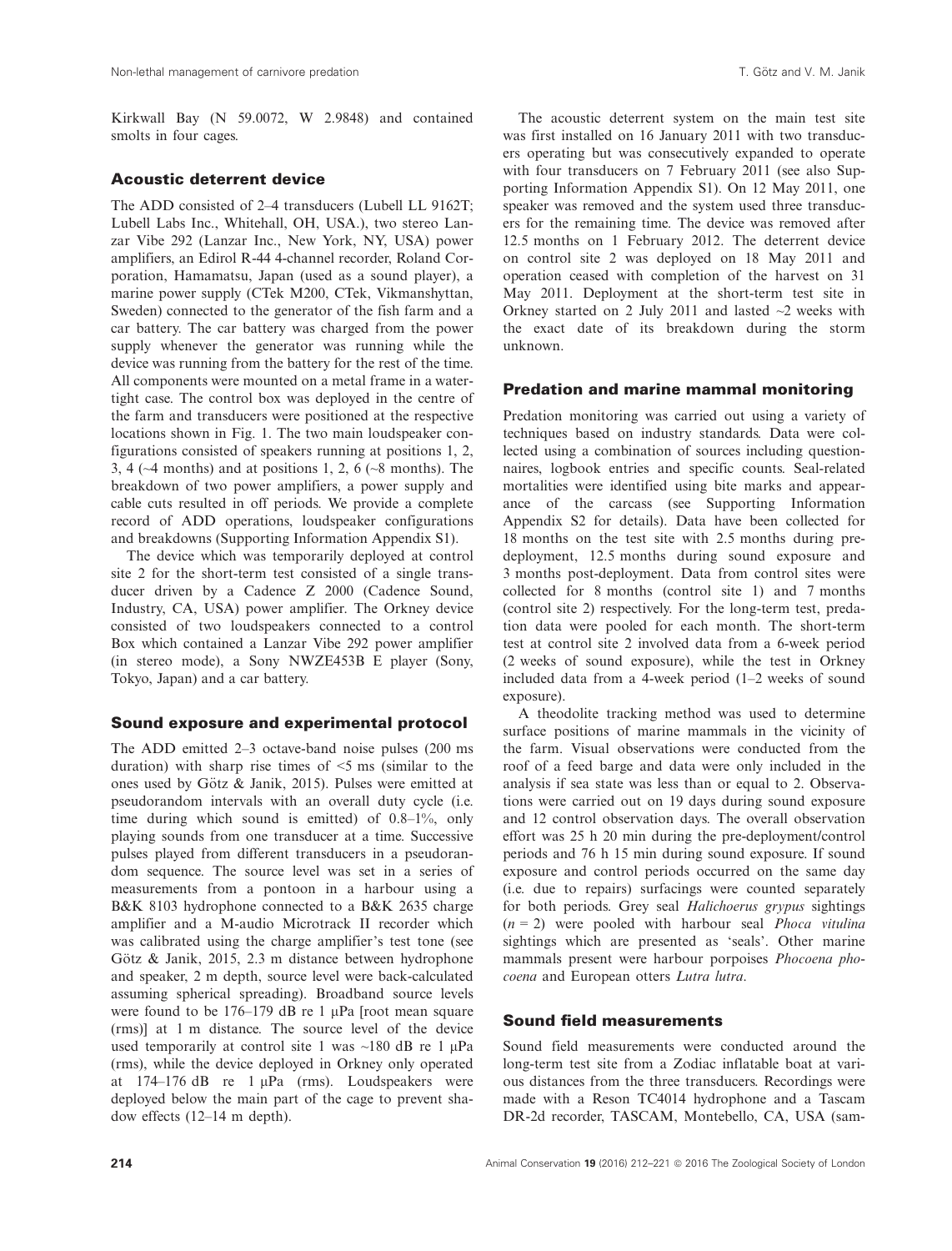Kirkwall Bay (N 59.0072, W 2.9848) and contained smolts in four cages.

## Acoustic deterrent device

The ADD consisted of 2–4 transducers (Lubell LL 9162T; Lubell Labs Inc., Whitehall, OH, USA.), two stereo Lanzar Vibe 292 (Lanzar Inc., New York, NY, USA) power amplifiers, an Edirol R-44 4-channel recorder, Roland Corporation, Hamamatsu, Japan (used as a sound player), a marine power supply (CTek M200, CTek, Vikmanshyttan, Sweden) connected to the generator of the fish farm and a car battery. The car battery was charged from the power supply whenever the generator was running while the device was running from the battery for the rest of the time. All components were mounted on a metal frame in a watertight case. The control box was deployed in the centre of the farm and transducers were positioned at the respective locations shown in Fig. 1. The two main loudspeaker configurations consisted of speakers running at positions 1, 2, 3, 4 (~4 months) and at positions 1, 2, 6 (~8 months). The breakdown of two power amplifiers, a power supply and cable cuts resulted in off periods. We provide a complete record of ADD operations, loudspeaker configurations and breakdowns (Supporting Information Appendix S1).

The device which was temporarily deployed at control site 2 for the short-term test consisted of a single transducer driven by a Cadence Z 2000 (Cadence Sound, Industry, CA, USA) power amplifier. The Orkney device consisted of two loudspeakers connected to a control Box which contained a Lanzar Vibe 292 power amplifier (in stereo mode), a Sony NWZE453B E player (Sony, Tokyo, Japan) and a car battery.

## Sound exposure and experimental protocol

The ADD emitted 2–3 octave-band noise pulses (200 ms duration) with sharp rise times of <5 ms (similar to the ones used by Götz & Janik, 2015). Pulses were emitted at pseudorandom intervals with an overall duty cycle (i.e. time during which sound is emitted) of 0.8–1%, only playing sounds from one transducer at a time. Successive pulses played from different transducers in a pseudorandom sequence. The source level was set in a series of measurements from a pontoon in a harbour using a B&K 8103 hydrophone connected to a B&K 2635 charge amplifier and a M-audio Microtrack II recorder which was calibrated using the charge amplifier's test tone (see Götz & Janik, 2015, 2.3 m distance between hydrophone and speaker, 2 m depth, source level were back-calculated assuming spherical spreading). Broadband source levels were found to be 176–179 dB re 1 μPa [root mean square (rms)] at 1 m distance. The source level of the device used temporarily at control site 1 was ~180 dB re 1 μPa (rms), while the device deployed in Orkney only operated at 174–176 dB re 1 μPa (rms). Loudspeakers were deployed below the main part of the cage to prevent shadow effects (12–14 m depth).

The acoustic deterrent system on the main test site was first installed on 16 January 2011 with two transducers operating but was consecutively expanded to operate with four transducers on 7 February 2011 (see also Supporting Information Appendix S1). On 12 May 2011, one speaker was removed and the system used three transducers for the remaining time. The device was removed after 12.5 months on 1 February 2012. The deterrent device on control site 2 was deployed on 18 May 2011 and operation ceased with completion of the harvest on 31 May 2011. Deployment at the short-term test site in Orkney started on 2 July 2011 and lasted ~2 weeks with the exact date of its breakdown during the storm unknown.

## Predation and marine mammal monitoring

Predation monitoring was carried out using a variety of techniques based on industry standards. Data were collected using a combination of sources including questionnaires, logbook entries and specific counts. Seal-related mortalities were identified using bite marks and appearance of the carcass (see Supporting Information Appendix S2 for details). Data have been collected for 18 months on the test site with 2.5 months during pre-deployment, 12.5 months during sound exposure and 3 months post-deployment. Data from control sites were collected for 8 months (control site 1) and 7 months (control site 2) respectively. For the long-term test, predation data were pooled for each month. The short-term test at control site 2 involved data from a 6-week period (2 weeks of sound exposure), while the test in Orkney included data from a 4-week period (1–2 weeks of sound exposure).

A theodolite tracking method was used to determine surface positions of marine mammals in the vicinity of the farm. Visual observations were conducted from the roof of a feed barge and data were only included in the analysis if sea state was less than or equal to 2. Observations were carried out on 19 days during sound exposure and 12 control observation days. The overall observation effort was 25 h 20 min during the pre-deployment/control periods and 76 h 15 min during sound exposure. If sound exposure and control periods occurred on the same day (i.e. due to repairs) surfacings were counted separately for both periods. Grey seal *Halichoerus grypus* sightings ($n = 2$) were pooled with harbour seal *Phoca vitulina* sightings which are presented as 'seals'. Other marine mammals present were harbour porpoises *Phocoena phocoena* and European otters *Lutra lutra*.

## Sound field measurements

Sound field measurements were conducted around the long-term test site from a Zodiac inflatable boat at various distances from the three transducers. Recordings were made with a Reson TC4014 hydrophone and a Tascam DR-2d recorder, TASCAM, Montebello, CA, USA (sam-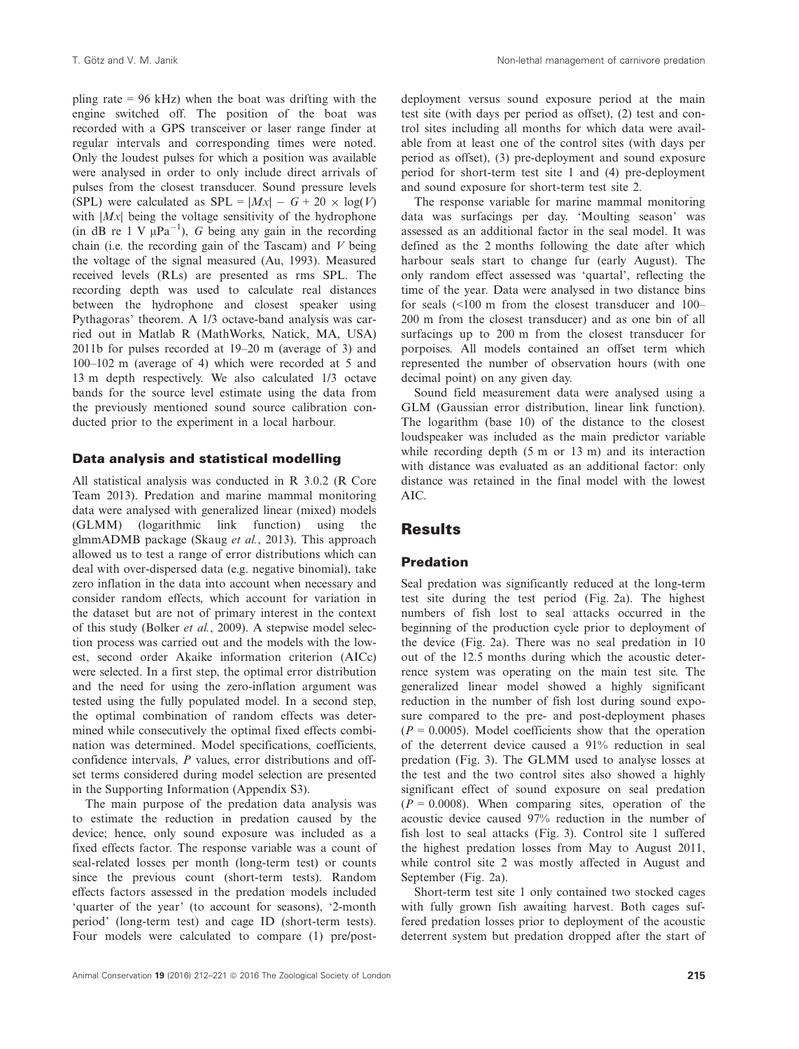pling rate = 96 kHz) when the boat was drifting with the engine switched off. The position of the boat was recorded with a GPS transceiver or laser range finder at regular intervals and corresponding times were noted. Only the loudest pulses for which a position was available were analysed in order to only include direct arrivals of pulses from the closest transducer. Sound pressure levels (SPL) were calculated as $\mathrm{SPL} = |Mx| - G + 20 \times \log(V)$ with $|Mx|$ being the voltage sensitivity of the hydrophone (in dB re 1 V $\mu\mathrm{Pa}^{-1}$), $G$ being any gain in the recording chain (i.e. the recording gain of the Tascam) and $V$ being the voltage of the signal measured (Au, 1993). Measured received levels (RLs) are presented as rms SPL. The recording depth was used to calculate real distances between the hydrophone and closest speaker using Pythagoras' theorem. A 1/3 octave-band analysis was carried out in Matlab R (MathWorks, Natick, MA, USA) 2011b for pulses recorded at 19–20 m (average of 3) and 100–102 m (average of 4) which were recorded at 5 and 13 m depth respectively. We also calculated 1/3 octave bands for the source level estimate using the data from the previously mentioned sound source calibration conducted prior to the experiment in a local harbour.

### Data analysis and statistical modelling

All statistical analysis was conducted in R 3.0.2 (R Core Team 2013). Predation and marine mammal monitoring data were analysed with generalized linear (mixed) models (GLMM) (logarithmic link function) using the glmmADMB package (Skaug *et al.*, 2013). This approach allowed us to test a range of error distributions which can deal with over-dispersed data (e.g. negative binomial), take zero inflation in the data into account when necessary and consider random effects, which account for variation in the dataset but are not of primary interest in the context of this study (Bolker *et al.*, 2009). A stepwise model selection process was carried out and the models with the lowest, second order Akaike information criterion (AICc) were selected. In a first step, the optimal error distribution and the need for using the zero-inflation argument was tested using the fully populated model. In a second step, the optimal combination of random effects was determined while consecutively the optimal fixed effects combination was determined. Model specifications, coefficients, confidence intervals, *P* values, error distributions and offset terms considered during model selection are presented in the Supporting Information (Appendix S3).

The main purpose of the predation data analysis was to estimate the reduction in predation caused by the device; hence, only sound exposure was included as a fixed effects factor. The response variable was a count of seal-related losses per month (long-term test) or counts since the previous count (short-term tests). Random effects factors assessed in the predation models included 'quarter of the year' (to account for seasons), '2-month period' (long-term test) and cage ID (short-term tests). Four models were calculated to compare (1) pre/post-deployment versus sound exposure period at the main test site (with days per period as offset), (2) test and control sites including all months for which data were available from at least one of the control sites (with days per period as offset), (3) pre-deployment and sound exposure period for short-term test site 1 and (4) pre-deployment and sound exposure for short-term test site 2.

The response variable for marine mammal monitoring data was surfacings per day. 'Moulting season' was assessed as an additional factor in the seal model. It was defined as the 2 months following the date after which harbour seals start to change fur (early August). The only random effect assessed was 'quartal', reflecting the time of the year. Data were analysed in two distance bins for seals (<100 m from the closest transducer and 100–200 m from the closest transducer) and as one bin of all surfacings up to 200 m from the closest transducer for porpoises. All models contained an offset term which represented the number of observation hours (with one decimal point) on any given day.

Sound field measurement data were analysed using a GLM (Gaussian error distribution, linear link function). The logarithm (base 10) of the distance to the closest loudspeaker was included as the main predictor variable while recording depth (5 m or 13 m) and its interaction with distance was evaluated as an additional factor: only distance was retained in the final model with the lowest AIC.

## Results

### Predation

Seal predation was significantly reduced at the long-term test site during the test period (Fig. 2a). The highest numbers of fish lost to seal attacks occurred in the beginning of the production cycle prior to deployment of the device (Fig. 2a). There was no seal predation in 10 out of the 12.5 months during which the acoustic deterrence system was operating on the main test site. The generalized linear model showed a highly significant reduction in the number of fish lost during sound exposure compared to the pre- and post-deployment phases ($P = 0.0005$). Model coefficients show that the operation of the deterrent device caused a 91% reduction in seal predation (Fig. 3). The GLMM used to analyse losses at the test and the two control sites also showed a highly significant effect of sound exposure on seal predation ($P = 0.0008$). When comparing sites, operation of the acoustic device caused 97% reduction in the number of fish lost to seal attacks (Fig. 3). Control site 1 suffered the highest predation losses from May to August 2011, while control site 2 was mostly affected in August and September (Fig. 2a).

Short-term test site 1 only contained two stocked cages with fully grown fish awaiting harvest. Both cages suffered predation losses prior to deployment of the acoustic deterrent system but predation dropped after the start of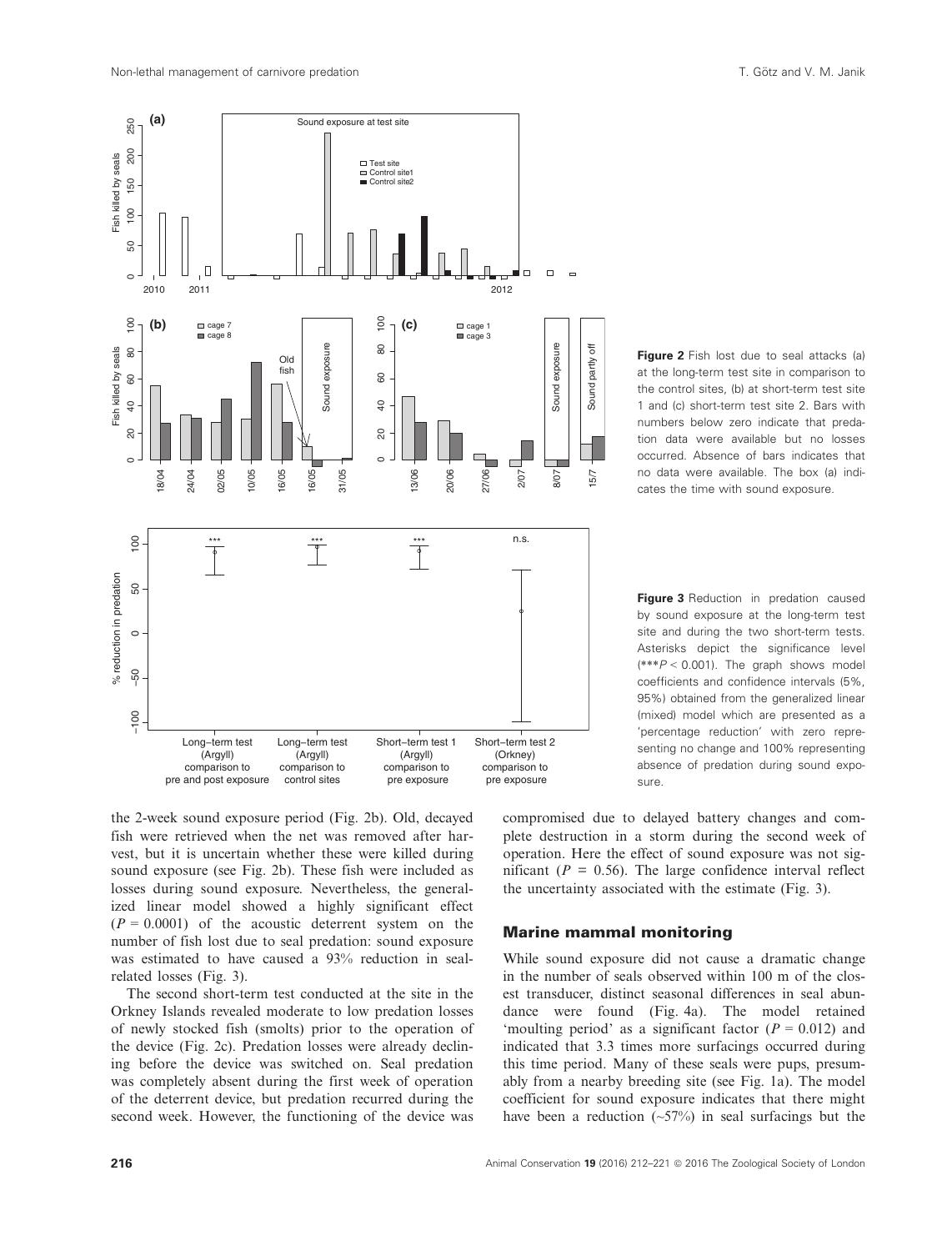**Figure 2** Fish lost due to seal attacks (a) at the long-term test site in comparison to the control sites, (b) at short-term test site 1 and (c) short-term test site 2. Bars with numbers below zero indicate that predation data were available but no losses occurred. Absence of bars indicates that no data were available. The box (a) indicates the time with sound exposure.

**Figure 3** Reduction in predation caused by sound exposure at the long-term test site and during the two short-term tests. Asterisks depict the significance level (***$P < 0.001$). The graph shows model coefficients and confidence intervals (5%, 95%) obtained from the generalized linear (mixed) model which are presented as a 'percentage reduction' with zero representing no change and 100% representing absence of predation during sound exposure.

the 2-week sound exposure period (Fig. 2b). Old, decayed fish were retrieved when the net was removed after harvest, but it is uncertain whether these were killed during sound exposure (see Fig. 2b). These fish were included as losses during sound exposure. Nevertheless, the generalized linear model showed a highly significant effect ($P = 0.0001$) of the acoustic deterrent system on the number of fish lost due to seal predation: sound exposure was estimated to have caused a 93% reduction in seal-related losses (Fig. 3).

The second short-term test conducted at the site in the Orkney Islands revealed moderate to low predation losses of newly stocked fish (smolts) prior to the operation of the device (Fig. 2c). Predation losses were already declining before the device was switched on. Seal predation was completely absent during the first week of operation of the deterrent device, but predation recurred during the second week. However, the functioning of the device was compromised due to delayed battery changes and complete destruction in a storm during the second week of operation. Here the effect of sound exposure was not significant ($P = 0.56$). The large confidence interval reflect the uncertainty associated with the estimate (Fig. 3).

## Marine mammal monitoring

While sound exposure did not cause a dramatic change in the number of seals observed within 100 m of the closest transducer, distinct seasonal differences in seal abundance were found (Fig. 4a). The model retained 'moulting period' as a significant factor ($P = 0.012$) and indicated that 3.3 times more surfacings occurred during this time period. Many of these seals were pups, presumably from a nearby breeding site (see Fig. 1a). The model coefficient for sound exposure indicates that there might have been a reduction (~57%) in seal surfacings but the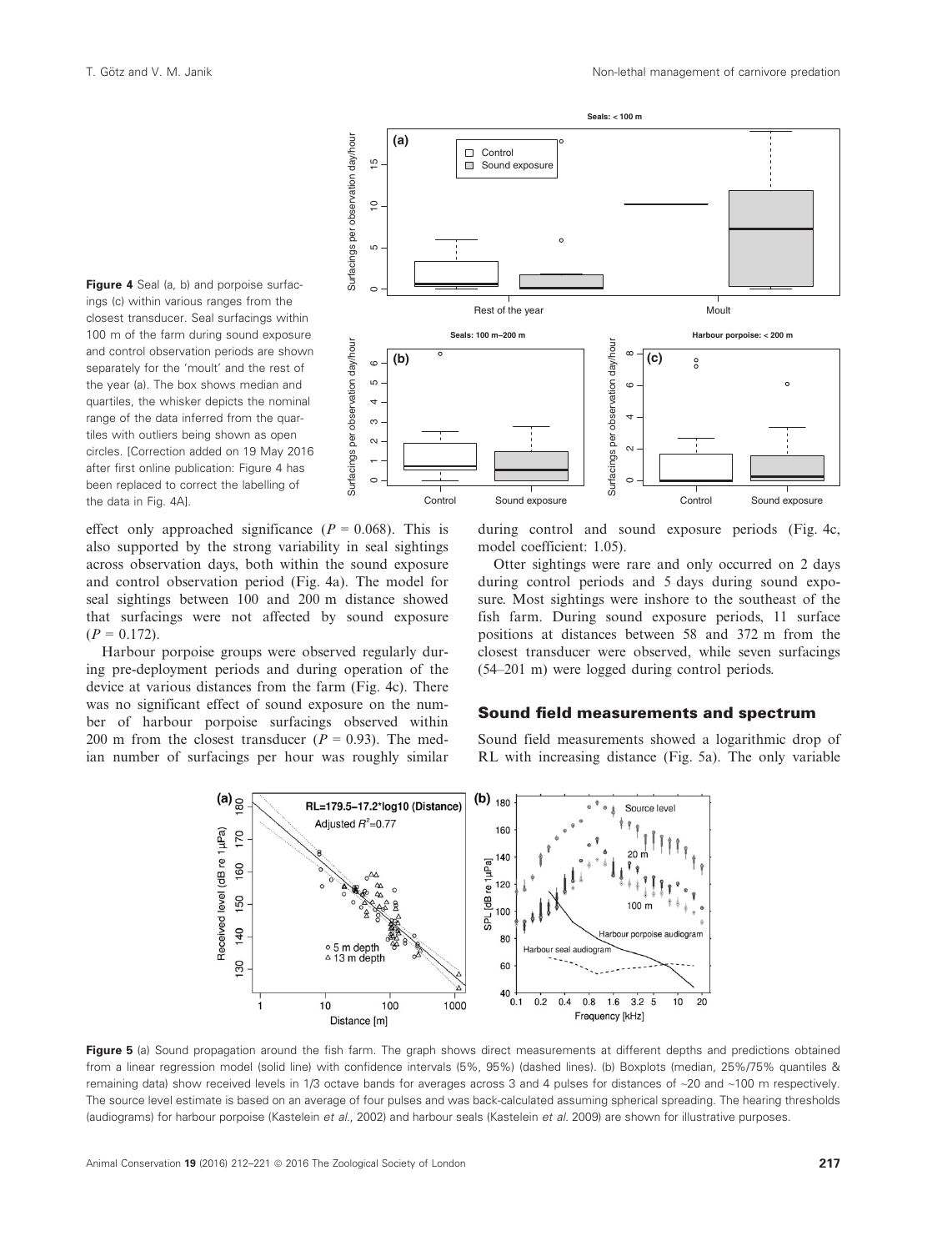Figure 4 Seal (a, b) and porpoise surfacings (c) within various ranges from the closest transducer. Seal surfacings within 100 m of the farm during sound exposure and control observation periods are shown separately for the 'moult' and the rest of the year (a). The box shows median and quartiles, the whisker depicts the nominal range of the data inferred from the quartiles with outliers being shown as open circles. [Correction added on 19 May 2016 after first online publication: Figure 4 has been replaced to correct the labelling of the data in Fig. 4A].

effect only approached significance ($P = 0.068$). This is also supported by the strong variability in seal sightings across observation days, both within the sound exposure and control observation period (Fig. 4a). The model for seal sightings between 100 and 200 m distance showed that surfacings were not affected by sound exposure ($P = 0.172$).

Harbour porpoise groups were observed regularly during pre-deployment periods and during operation of the device at various distances from the farm (Fig. 4c). There was no significant effect of sound exposure on the number of harbour porpoise surfacings observed within 200 m from the closest transducer ($P = 0.93$). The median number of surfacings per hour was roughly similar during control and sound exposure periods (Fig. 4c, model coefficient: 1.05).

Otter sightings were rare and only occurred on 2 days during control periods and 5 days during sound exposure. Most sightings were inshore to the southeast of the fish farm. During sound exposure periods, 11 surface positions at distances between 58 and 372 m from the closest transducer were observed, while seven surfacings (54–201 m) were logged during control periods.

## Sound field measurements and spectrum

Sound field measurements showed a logarithmic drop of RL with increasing distance (Fig. 5a). The only variable

Figure 5 (a) Sound propagation around the fish farm. The graph shows direct measurements at different depths and predictions obtained from a linear regression model (solid line) with confidence intervals (5%, 95%) (dashed lines). (b) Boxplots (median, 25%/75% quantiles & remaining data) show received levels in 1/3 octave bands for averages across 3 and 4 pulses for distances of ~20 and ~100 m respectively. The source level estimate is based on an average of four pulses and was back-calculated assuming spherical spreading. The hearing thresholds (audiograms) for harbour porpoise (Kastelein *et al.*, 2002) and harbour seals (Kastelein *et al.* 2009) are shown for illustrative purposes.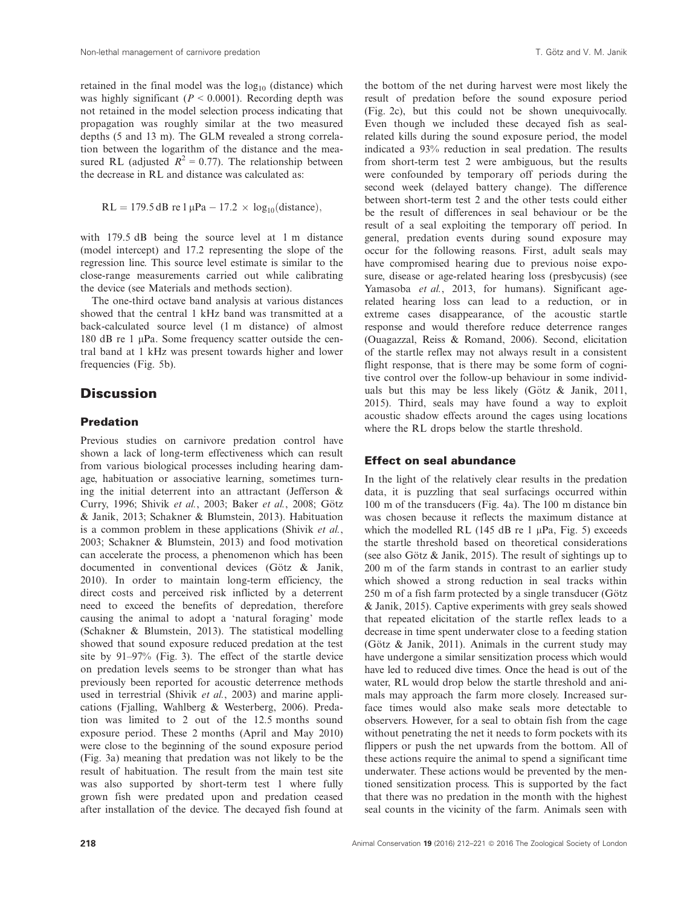retained in the final model was the $\log_{10}$ (distance) which was highly significant ($P < 0.0001$). Recording depth was not retained in the model selection process indicating that propagation was roughly similar at the two measured depths (5 and 13 m). The GLM revealed a strong correlation between the logarithm of the distance and the measured RL (adjusted $R^2 = 0.77$). The relationship between the decrease in RL and distance was calculated as:

$$\mathrm{RL} = 179.5\,\mathrm{dB\ re}\ 1\,\mu\mathrm{Pa} - 17.2 \times \log_{10}(\mathrm{distance}),$$

with 179.5 dB being the source level at 1 m distance (model intercept) and 17.2 representing the slope of the regression line. This source level estimate is similar to the close-range measurements carried out while calibrating the device (see Materials and methods section).

The one-third octave band analysis at various distances showed that the central 1 kHz band was transmitted at a back-calculated source level (1 m distance) of almost 180 dB re 1 μPa. Some frequency scatter outside the central band at 1 kHz was present towards higher and lower frequencies (Fig. 5b).

## Discussion

### Predation

Previous studies on carnivore predation control have shown a lack of long-term effectiveness which can result from various biological processes including hearing damage, habituation or associative learning, sometimes turning the initial deterrent into an attractant (Jefferson & Curry, 1996; Shivik *et al.*, 2003; Baker *et al.*, 2008; Götz & Janik, 2013; Schakner & Blumstein, 2013). Habituation is a common problem in these applications (Shivik *et al.*, 2003; Schakner & Blumstein, 2013) and food motivation can accelerate the process, a phenomenon which has been documented in conventional devices (Götz & Janik, 2010). In order to maintain long-term efficiency, the direct costs and perceived risk inflicted by a deterrent need to exceed the benefits of depredation, therefore causing the animal to adopt a 'natural foraging' mode (Schakner & Blumstein, 2013). The statistical modelling showed that sound exposure reduced predation at the test site by 91–97% (Fig. 3). The effect of the startle device on predation levels seems to be stronger than what has previously been reported for acoustic deterrence methods used in terrestrial (Shivik *et al.*, 2003) and marine applications (Fjalling, Wahlberg & Westerberg, 2006). Predation was limited to 2 out of the 12.5 months sound exposure period. These 2 months (April and May 2010) were close to the beginning of the sound exposure period (Fig. 3a) meaning that predation was not likely to be the result of habituation. The result from the main test site was also supported by short-term test 1 where fully grown fish were predated upon and predation ceased after installation of the device. The decayed fish found at the bottom of the net during harvest were most likely the result of predation before the sound exposure period (Fig. 2c), but this could not be shown unequivocally. Even though we included these decayed fish as seal-related kills during the sound exposure period, the model indicated a 93% reduction in seal predation. The results from short-term test 2 were ambiguous, but the results were confounded by temporary off periods during the second week (delayed battery change). The difference between short-term test 2 and the other tests could either be the result of differences in seal behaviour or be the result of a seal exploiting the temporary off period. In general, predation events during sound exposure may occur for the following reasons. First, adult seals may have compromised hearing due to previous noise exposure, disease or age-related hearing loss (presbycusis) (see Yamasoba *et al.*, 2013, for humans). Significant age-related hearing loss can lead to a reduction, or in extreme cases disappearance, of the acoustic startle response and would therefore reduce deterrence ranges (Ouagazzal, Reiss & Romand, 2006). Second, elicitation of the startle reflex may not always result in a consistent flight response, that is there may be some form of cognitive control over the follow-up behaviour in some individuals but this may be less likely (Götz & Janik, 2011, 2015). Third, seals may have found a way to exploit acoustic shadow effects around the cages using locations where the RL drops below the startle threshold.

### Effect on seal abundance

In the light of the relatively clear results in the predation data, it is puzzling that seal surfacings occurred within 100 m of the transducers (Fig. 4a). The 100 m distance bin was chosen because it reflects the maximum distance at which the modelled RL (145 dB re 1 μPa, Fig. 5) exceeds the startle threshold based on theoretical considerations (see also Götz & Janik, 2015). The result of sightings up to 200 m of the farm stands in contrast to an earlier study which showed a strong reduction in seal tracks within 250 m of a fish farm protected by a single transducer (Götz & Janik, 2015). Captive experiments with grey seals showed that repeated elicitation of the startle reflex leads to a decrease in time spent underwater close to a feeding station (Götz & Janik, 2011). Animals in the current study may have undergone a similar sensitization process which would have led to reduced dive times. Once the head is out of the water, RL would drop below the startle threshold and animals may approach the farm more closely. Increased surface times would also make seals more detectable to observers. However, for a seal to obtain fish from the cage without penetrating the net it needs to form pockets with its flippers or push the net upwards from the bottom. All of these actions require the animal to spend a significant time underwater. These actions would be prevented by the mentioned sensitization process. This is supported by the fact that there was no predation in the month with the highest seal counts in the vicinity of the farm. Animals seen with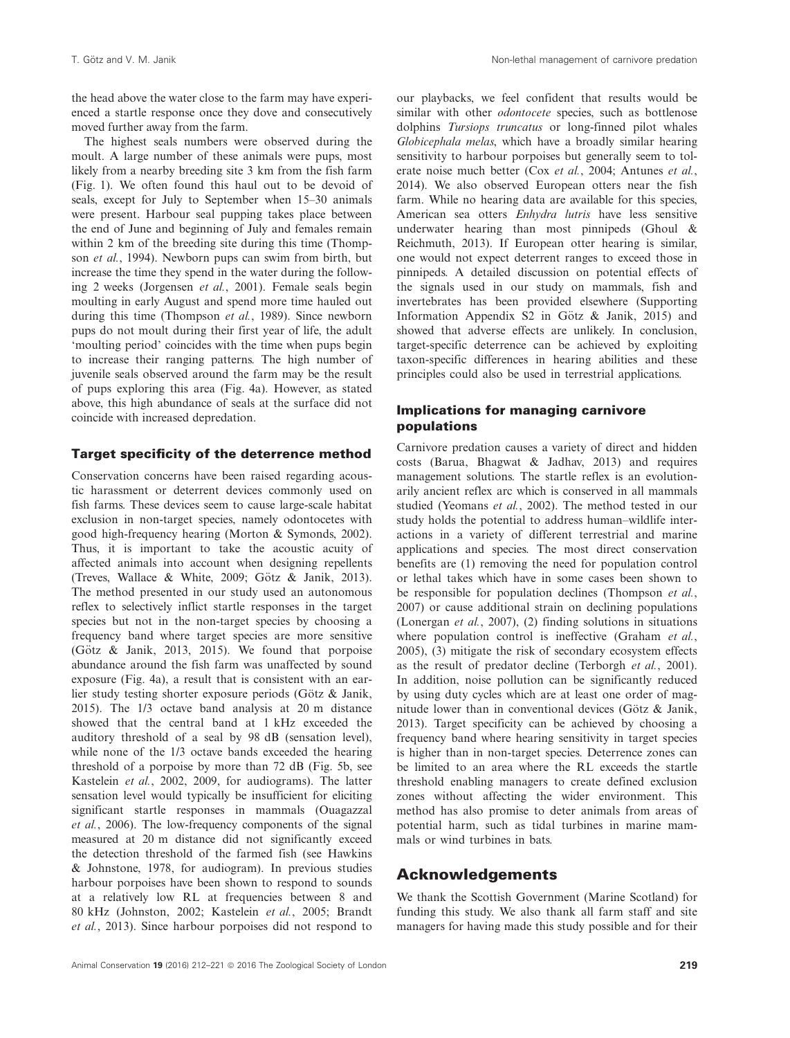the head above the water close to the farm may have experienced a startle response once they dove and consecutively moved further away from the farm.

The highest seals numbers were observed during the moult. A large number of these animals were pups, most likely from a nearby breeding site 3 km from the fish farm (Fig. 1). We often found this haul out to be devoid of seals, except for July to September when 15–30 animals were present. Harbour seal pupping takes place between the end of June and beginning of July and females remain within 2 km of the breeding site during this time (Thompson *et al.*, 1994). Newborn pups can swim from birth, but increase the time they spend in the water during the following 2 weeks (Jorgensen *et al.*, 2001). Female seals begin moulting in early August and spend more time hauled out during this time (Thompson *et al.*, 1989). Since newborn pups do not moult during their first year of life, the adult 'moulting period' coincides with the time when pups begin to increase their ranging patterns. The high number of juvenile seals observed around the farm may be the result of pups exploring this area (Fig. 4a). However, as stated above, this high abundance of seals at the surface did not coincide with increased depredation.

### Target specificity of the deterrence method

Conservation concerns have been raised regarding acoustic harassment or deterrent devices commonly used on fish farms. These devices seem to cause large-scale habitat exclusion in non-target species, namely odontocetes with good high-frequency hearing (Morton & Symonds, 2002). Thus, it is important to take the acoustic acuity of affected animals into account when designing repellents (Treves, Wallace & White, 2009; Götz & Janik, 2013). The method presented in our study used an autonomous reflex to selectively inflict startle responses in the target species but not in the non-target species by choosing a frequency band where target species are more sensitive (Götz & Janik, 2013, 2015). We found that porpoise abundance around the fish farm was unaffected by sound exposure (Fig. 4a), a result that is consistent with an earlier study testing shorter exposure periods (Götz & Janik, 2015). The 1/3 octave band analysis at 20 m distance showed that the central band at 1 kHz exceeded the auditory threshold of a seal by 98 dB (sensation level), while none of the 1/3 octave bands exceeded the hearing threshold of a porpoise by more than 72 dB (Fig. 5b, see Kastelein *et al.*, 2002, 2009, for audiograms). The latter sensation level would typically be insufficient for eliciting significant startle responses in mammals (Ouagazzal *et al.*, 2006). The low-frequency components of the signal measured at 20 m distance did not significantly exceed the detection threshold of the farmed fish (see Hawkins & Johnstone, 1978, for audiogram). In previous studies harbour porpoises have been shown to respond to sounds at a relatively low RL at frequencies between 8 and 80 kHz (Johnston, 2002; Kastelein *et al.*, 2005; Brandt *et al.*, 2013). Since harbour porpoises did not respond to our playbacks, we feel confident that results would be similar with other *odontocete* species, such as bottlenose dolphins *Tursiops truncatus* or long-finned pilot whales *Globicephala melas*, which have a broadly similar hearing sensitivity to harbour porpoises but generally seem to tolerate noise much better (Cox *et al.*, 2004; Antunes *et al.*, 2014). We also observed European otters near the fish farm. While no hearing data are available for this species, American sea otters *Enhydra lutris* have less sensitive underwater hearing than most pinnipeds (Ghoul & Reichmuth, 2013). If European otter hearing is similar, one would not expect deterrent ranges to exceed those in pinnipeds. A detailed discussion on potential effects of the signals used in our study on mammals, fish and invertebrates has been provided elsewhere (Supporting Information Appendix S2 in Götz & Janik, 2015) and showed that adverse effects are unlikely. In conclusion, target-specific deterrence can be achieved by exploiting taxon-specific differences in hearing abilities and these principles could also be used in terrestrial applications.

### Implications for managing carnivore populations

Carnivore predation causes a variety of direct and hidden costs (Barua, Bhagwat & Jadhav, 2013) and requires management solutions. The startle reflex is an evolutionarily ancient reflex arc which is conserved in all mammals studied (Yeomans *et al.*, 2002). The method tested in our study holds the potential to address human–wildlife interactions in a variety of different terrestrial and marine applications and species. The most direct conservation benefits are (1) removing the need for population control or lethal takes which have in some cases been shown to be responsible for population declines (Thompson *et al.*, 2007) or cause additional strain on declining populations (Lonergan *et al.*, 2007), (2) finding solutions in situations where population control is ineffective (Graham *et al.*, 2005), (3) mitigate the risk of secondary ecosystem effects as the result of predator decline (Terborgh *et al.*, 2001). In addition, noise pollution can be significantly reduced by using duty cycles which are at least one order of magnitude lower than in conventional devices (Götz & Janik, 2013). Target specificity can be achieved by choosing a frequency band where hearing sensitivity in target species is higher than in non-target species. Deterrence zones can be limited to an area where the RL exceeds the startle threshold enabling managers to create defined exclusion zones without affecting the wider environment. This method has also promise to deter animals from areas of potential harm, such as tidal turbines in marine mammals or wind turbines in bats.

## Acknowledgements

We thank the Scottish Government (Marine Scotland) for funding this study. We also thank all farm staff and site managers for having made this study possible and for their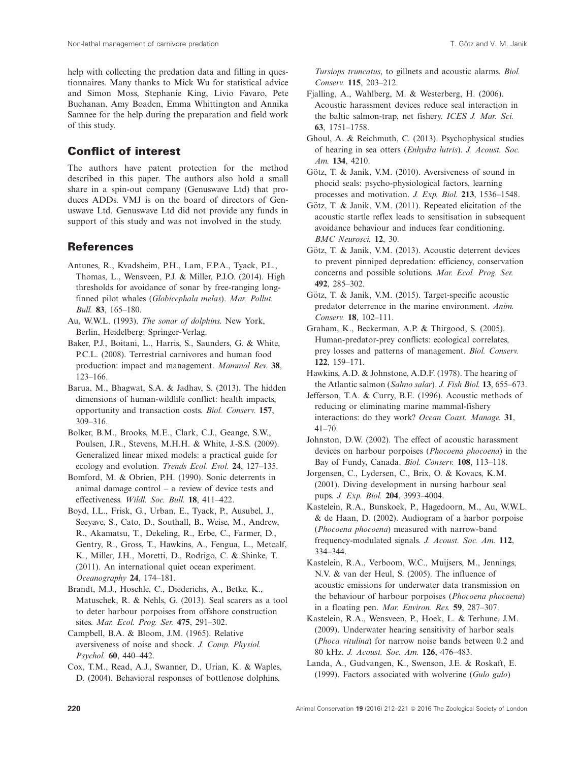help with collecting the predation data and filling in questionnaires. Many thanks to Mick Wu for statistical advice and Simon Moss, Stephanie King, Livio Favaro, Pete Buchanan, Amy Boaden, Emma Whittington and Annika Samnee for the help during the preparation and field work of this study.

## Conflict of interest

The authors have patent protection for the method described in this paper. The authors also hold a small share in a spin-out company (Genuswave Ltd) that produces ADDs. VMJ is on the board of directors of Genuswave Ltd. Genuswave Ltd did not provide any funds in support of this study and was not involved in the study.

## References

Antunes, R., Kvadsheim, P.H., Lam, F.P.A., Tyack, P.L., Thomas, L., Wensveen, P.J. & Miller, P.J.O. (2014). High thresholds for avoidance of sonar by free-ranging long-finned pilot whales (*Globicephala melas*). *Mar. Pollut. Bull.* **83**, 165–180.

Au, W.W.L. (1993). *The sonar of dolphins*. New York, Berlin, Heidelberg: Springer-Verlag.

Baker, P.J., Boitani, L., Harris, S., Saunders, G. & White, P.C.L. (2008). Terrestrial carnivores and human food production: impact and management. *Mammal Rev.* **38**, 123–166.

Barua, M., Bhagwat, S.A. & Jadhav, S. (2013). The hidden dimensions of human-wildlife conflict: health impacts, opportunity and transaction costs. *Biol. Conserv.* **157**, 309–316.

Bolker, B.M., Brooks, M.E., Clark, C.J., Geange, S.W., Poulsen, J.R., Stevens, M.H.H. & White, J.-S.S. (2009). Generalized linear mixed models: a practical guide for ecology and evolution. *Trends Ecol. Evol.* **24**, 127–135.

Bomford, M. & Obrien, P.H. (1990). Sonic deterrents in animal damage control – a review of device tests and effectiveness. *Wildl. Soc. Bull.* **18**, 411–422.

Boyd, I.L., Frisk, G., Urban, E., Tyack, P., Ausubel, J., Seeyave, S., Cato, D., Southall, B., Weise, M., Andrew, R., Akamatsu, T., Dekeling, R., Erbe, C., Farmer, D., Gentry, R., Gross, T., Hawkins, A., Fengua, L., Metcalf, K., Miller, J.H., Moretti, D., Rodrigo, C. & Shinke, T. (2011). An international quiet ocean experiment. *Oceanography* **24**, 174–181.

Brandt, M.J., Hoschle, C., Diederichs, A., Betke, K., Matuschek, R. & Nehls, G. (2013). Seal scarers as a tool to deter harbour porpoises from offshore construction sites. *Mar. Ecol. Prog. Ser.* **475**, 291–302.

Campbell, B.A. & Bloom, J.M. (1965). Relative aversiveness of noise and shock. *J. Comp. Physiol. Psychol.* **60**, 440–442.

Cox, T.M., Read, A.J., Swanner, D., Urian, K. & Waples, D. (2004). Behavioral responses of bottlenose dolphins, *Tursiops truncatus*, to gillnets and acoustic alarms. *Biol. Conserv.* **115**, 203–212.

Fjalling, A., Wahlberg, M. & Westerberg, H. (2006). Acoustic harassment devices reduce seal interaction in the baltic salmon-trap, net fishery. *ICES J. Mar. Sci.* **63**, 1751–1758.

Ghoul, A. & Reichmuth, C. (2013). Psychophysical studies of hearing in sea otters (*Enhydra lutris*). *J. Acoust. Soc. Am.* **134**, 4210.

Götz, T. & Janik, V.M. (2010). Aversiveness of sound in phocid seals: psycho-physiological factors, learning processes and motivation. *J. Exp. Biol.* **213**, 1536–1548.

Götz, T. & Janik, V.M. (2011). Repeated elicitation of the acoustic startle reflex leads to sensitisation in subsequent avoidance behaviour and induces fear conditioning. *BMC Neurosci.* **12**, 30.

Götz, T. & Janik, V.M. (2013). Acoustic deterrent devices to prevent pinniped depredation: efficiency, conservation concerns and possible solutions. *Mar. Ecol. Prog. Ser.* **492**, 285–302.

Götz, T. & Janik, V.M. (2015). Target-specific acoustic predator deterrence in the marine environment. *Anim. Conserv.* **18**, 102–111.

Graham, K., Beckerman, A.P. & Thirgood, S. (2005). Human-predator-prey conflicts: ecological correlates, prey losses and patterns of management. *Biol. Conserv.* **122**, 159–171.

Hawkins, A.D. & Johnstone, A.D.F. (1978). The hearing of the Atlantic salmon (*Salmo salar*). *J. Fish Biol.* **13**, 655–673.

Jefferson, T.A. & Curry, B.E. (1996). Acoustic methods of reducing or eliminating marine mammal-fishery interactions: do they work? *Ocean Coast. Manage.* **31**, 41–70.

Johnston, D.W. (2002). The effect of acoustic harassment devices on harbour porpoises (*Phocoena phocoena*) in the Bay of Fundy, Canada. *Biol. Conserv.* **108**, 113–118.

Jorgensen, C., Lydersen, C., Brix, O. & Kovacs, K.M. (2001). Diving development in nursing harbour seal pups. *J. Exp. Biol.* **204**, 3993–4004.

Kastelein, R.A., Bunskoek, P., Hagedoorn, M., Au, W.W.L. & de Haan, D. (2002). Audiogram of a harbor porpoise (*Phocoena phocoena*) measured with narrow-band frequency-modulated signals. *J. Acoust. Soc. Am.* **112**, 334–344.

Kastelein, R.A., Verboom, W.C., Muijsers, M., Jennings, N.V. & van der Heul, S. (2005). The influence of acoustic emissions for underwater data transmission on the behaviour of harbour porpoises (*Phocoena phocoena*) in a floating pen. *Mar. Environ. Res.* **59**, 287–307.

Kastelein, R.A., Wensveen, P., Hoek, L. & Terhune, J.M. (2009). Underwater hearing sensitivity of harbor seals (*Phoca vitulina*) for narrow noise bands between 0.2 and 80 kHz. *J. Acoust. Soc. Am.* **126**, 476–483.

Landa, A., Gudvangen, K., Swenson, J.E. & Roskaft, E. (1999). Factors associated with wolverine (*Gulo gulo*)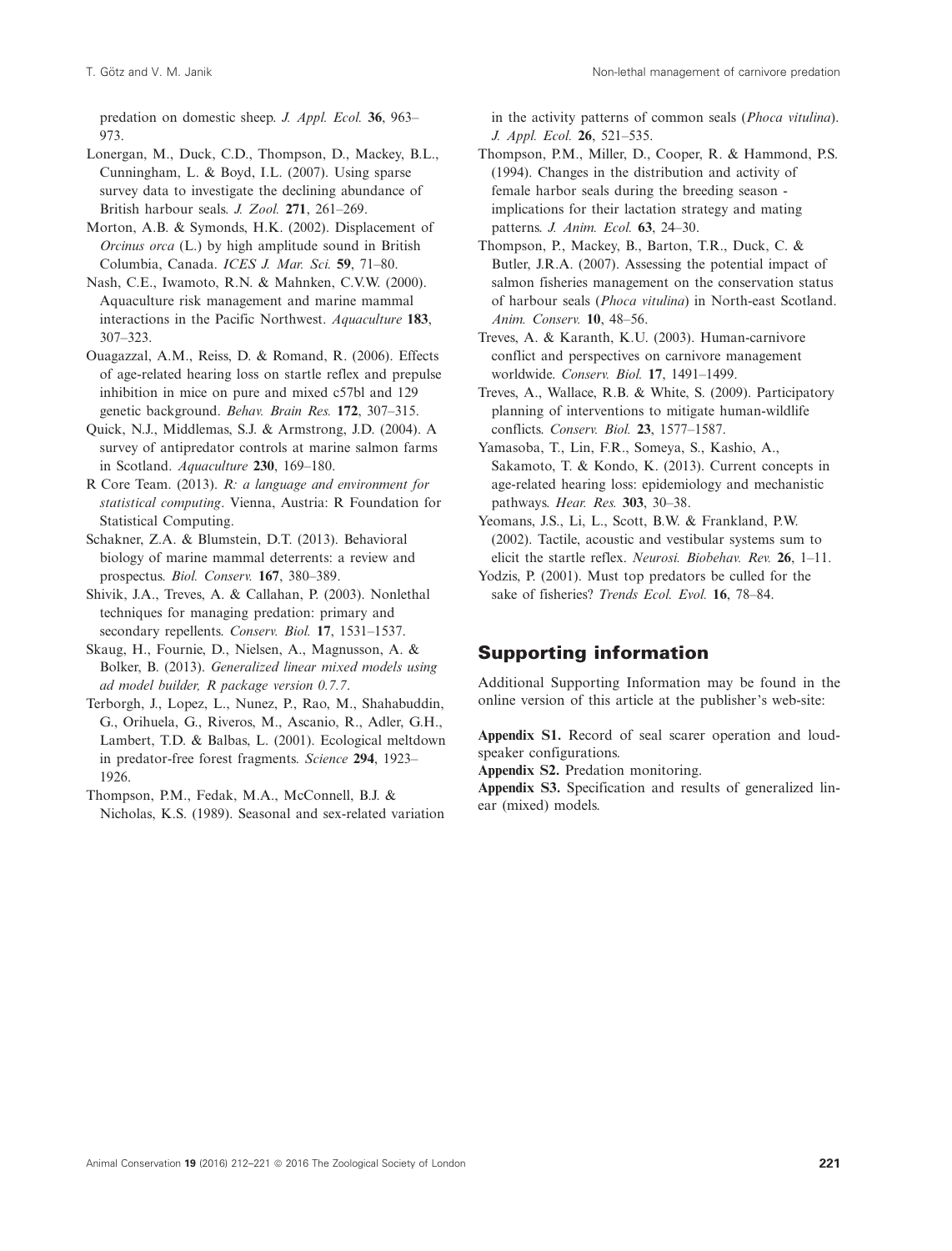predation on domestic sheep. *J. Appl. Ecol.* **36**, 963–973.

Lonergan, M., Duck, C.D., Thompson, D., Mackey, B.L., Cunningham, L. & Boyd, I.L. (2007). Using sparse survey data to investigate the declining abundance of British harbour seals. *J. Zool.* **271**, 261–269.

Morton, A.B. & Symonds, H.K. (2002). Displacement of *Orcinus orca* (L.) by high amplitude sound in British Columbia, Canada. *ICES J. Mar. Sci.* **59**, 71–80.

Nash, C.E., Iwamoto, R.N. & Mahnken, C.V.W. (2000). Aquaculture risk management and marine mammal interactions in the Pacific Northwest. *Aquaculture* **183**, 307–323.

Ouagazzal, A.M., Reiss, D. & Romand, R. (2006). Effects of age-related hearing loss on startle reflex and prepulse inhibition in mice on pure and mixed c57bl and 129 genetic background. *Behav. Brain Res.* **172**, 307–315.

Quick, N.J., Middlemas, S.J. & Armstrong, J.D. (2004). A survey of antipredator controls at marine salmon farms in Scotland. *Aquaculture* **230**, 169–180.

R Core Team. (2013). *R: a language and environment for statistical computing*. Vienna, Austria: R Foundation for Statistical Computing.

Schakner, Z.A. & Blumstein, D.T. (2013). Behavioral biology of marine mammal deterrents: a review and prospectus. *Biol. Conserv.* **167**, 380–389.

Shivik, J.A., Treves, A. & Callahan, P. (2003). Nonlethal techniques for managing predation: primary and secondary repellents. *Conserv. Biol.* **17**, 1531–1537.

Skaug, H., Fournie, D., Nielsen, A., Magnusson, A. & Bolker, B. (2013). *Generalized linear mixed models using ad model builder, R package version 0.7.7*.

Terborgh, J., Lopez, L., Nunez, P., Rao, M., Shahabuddin, G., Orihuela, G., Riveros, M., Ascanio, R., Adler, G.H., Lambert, T.D. & Balbas, L. (2001). Ecological meltdown in predator-free forest fragments. *Science* **294**, 1923–1926.

Thompson, P.M., Fedak, M.A., McConnell, B.J. & Nicholas, K.S. (1989). Seasonal and sex-related variation in the activity patterns of common seals (*Phoca vitulina*). *J. Appl. Ecol.* **26**, 521–535.

Thompson, P.M., Miller, D., Cooper, R. & Hammond, P.S. (1994). Changes in the distribution and activity of female harbor seals during the breeding season - implications for their lactation strategy and mating patterns. *J. Anim. Ecol.* **63**, 24–30.

Thompson, P., Mackey, B., Barton, T.R., Duck, C. & Butler, J.R.A. (2007). Assessing the potential impact of salmon fisheries management on the conservation status of harbour seals (*Phoca vitulina*) in North-east Scotland. *Anim. Conserv.* **10**, 48–56.

Treves, A. & Karanth, K.U. (2003). Human-carnivore conflict and perspectives on carnivore management worldwide. *Conserv. Biol.* **17**, 1491–1499.

Treves, A., Wallace, R.B. & White, S. (2009). Participatory planning of interventions to mitigate human-wildlife conflicts. *Conserv. Biol.* **23**, 1577–1587.

Yamasoba, T., Lin, F.R., Someya, S., Kashio, A., Sakamoto, T. & Kondo, K. (2013). Current concepts in age-related hearing loss: epidemiology and mechanistic pathways. *Hear. Res.* **303**, 30–38.

Yeomans, J.S., Li, L., Scott, B.W. & Frankland, P.W. (2002). Tactile, acoustic and vestibular systems sum to elicit the startle reflex. *Neurosi. Biobehav. Rev.* **26**, 1–11.

Yodzis, P. (2001). Must top predators be culled for the sake of fisheries? *Trends Ecol. Evol.* **16**, 78–84.

## Supporting information

Additional Supporting Information may be found in the online version of this article at the publisher's web-site:

**Appendix S1.** Record of seal scarer operation and loudspeaker configurations.

**Appendix S2.** Predation monitoring.

**Appendix S3.** Specification and results of generalized linear (mixed) models.